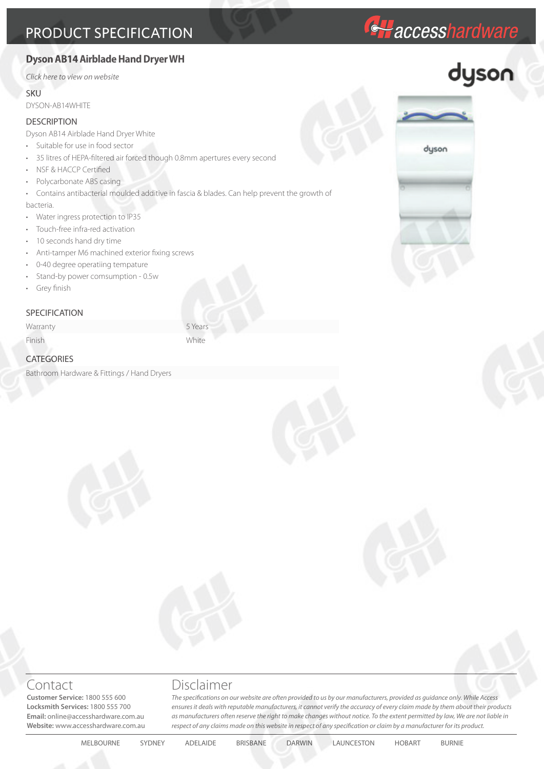# PRODUCT SPECIFICATION

## Dyson AB14 Airblade Hand Dryer WH

*Click here to view on website*

### SKU

DYSON-AB14WHITE

### DESCRIPTION

Dyson AB14 Airblade Hand Dryer White

- Suitable for use in food sector
- 35 litres of HEPA-filtered air forced though 0.8mm apertures every second
- NSF & HACCP Certified
- Polycarbonate ABS casing
- Contains antibacterial moulded additive in fascia & blades. Can help prevent the growth of bacteria.
- Water ingress protection to IP35
- Touch-free infra-red activation
- 10 seconds hand dry time
- Anti-tamper M6 machined exterior fixing screws
- 0-40 degree operatiing tempature
- Stand-by power comsumption - 0.5w
- Grey finish

### SPECIFICATION

| | |
|---|---|
| Warranty | 5 Years |
| Finish | White |

### CATEGORIES

Bathroom Hardware & Fittings / Hand Dryers

## Contact

**Customer Service:** 1800 555 600
**Locksmith Services:** 1800 555 700
**Email:** online@accesshardware.com.au
**Website:** www.accesshardware.com.au

## Disclaimer

*The specifications on our website are often provided to us by our manufacturers, provided as guidance only. While Access ensures it deals with reputable manufacturers, it cannot verify the accuracy of every claim made by them about their products as manufacturers often reserve the right to make changes without notice. To the extent permitted by law, We are not liable in respect of any claims made on this website in respect of any specification or claim by a manufacturer for its product.*

MELBOURNE SYDNEY ADELAIDE BRISBANE DARWIN LAUNCESTON HOBART BURNIE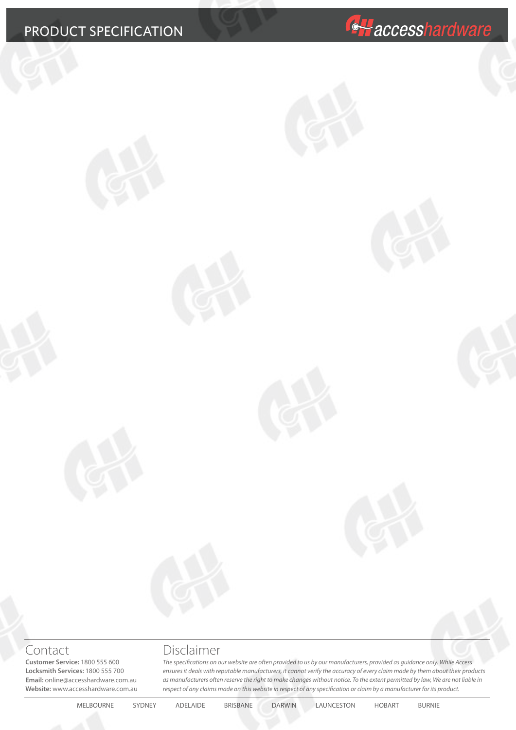## Contact

**Customer Service:** 1800 555 600
**Locksmith Services:** 1800 555 700
**Email:** online@accesshardware.com.au
**Website:** www.accesshardware.com.au

## Disclaimer

*The specifications on our website are often provided to us by our manufacturers, provided as guidance only. While Access ensures it deals with reputable manufacturers, it cannot verify the accuracy of every claim made by them about their products as manufacturers often reserve the right to make changes without notice. To the extent permitted by law, We are not liable in respect of any claims made on this website in respect of any specification or claim by a manufacturer for its product.*

MELBOURNE SYDNEY ADELAIDE BRISBANE DARWIN LAUNCESTON HOBART BURNIE